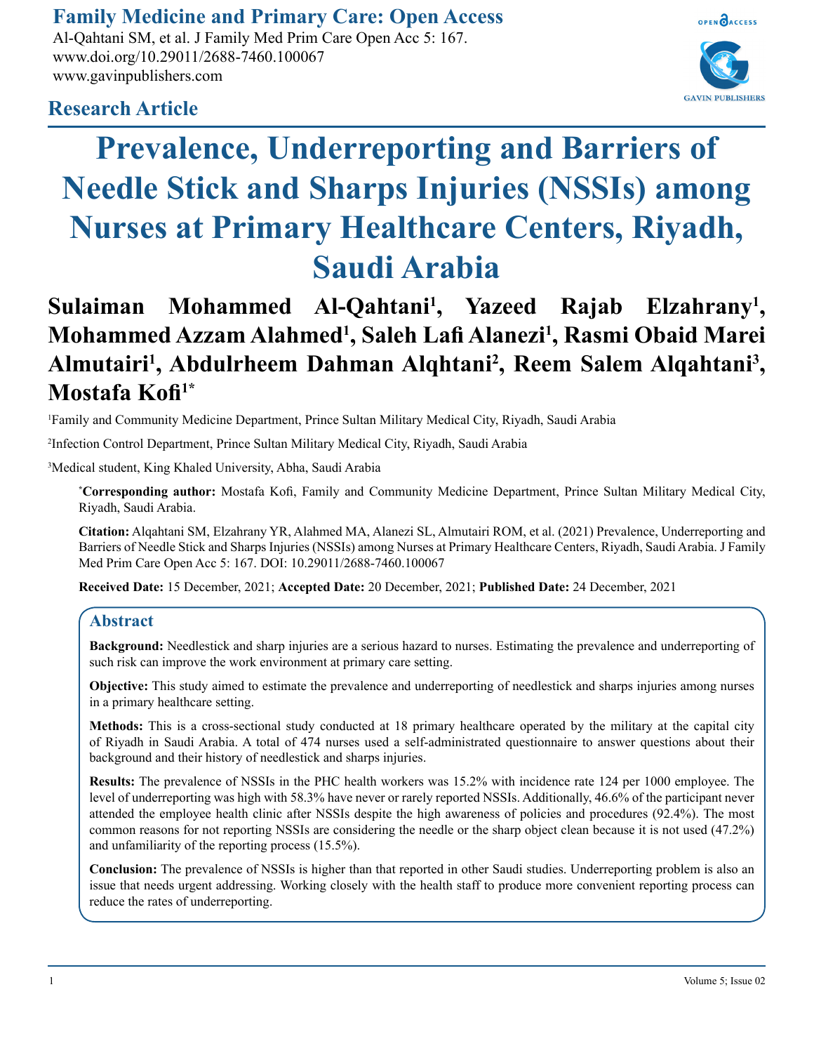**Research Article**

# Prevalence, Underreporting and Barriers of Needle Stick and Sharps Injuries (NSSIs) among Nurses at Primary Healthcare Centers, Riyadh, Saudi Arabia

**Sulaiman Mohammed Al-Qahtani[1], Yazeed Rajab Elzahrany[1], Mohammed Azzam Alahmed[1], Saleh Lafi Alanezi[1], Rasmi Obaid Marei Almutairi[1], Abdulrheem Dahman Alqhtani[2], Reem Salem Alqahtani[3], Mostafa Kofi[1*]**

[1]Family and Community Medicine Department, Prince Sultan Military Medical City, Riyadh, Saudi Arabia

[2]Infection Control Department, Prince Sultan Military Medical City, Riyadh, Saudi Arabia

[3]Medical student, King Khaled University, Abha, Saudi Arabia

[*]**Corresponding author:** Mostafa Kofi, Family and Community Medicine Department, Prince Sultan Military Medical City, Riyadh, Saudi Arabia.

**Citation:** Alqahtani SM, Elzahrany YR, Alahmed MA, Alanezi SL, Almutairi ROM, et al. (2021) Prevalence, Underreporting and Barriers of Needle Stick and Sharps Injuries (NSSIs) among Nurses at Primary Healthcare Centers, Riyadh, Saudi Arabia. J Family Med Prim Care Open Acc 5: 167. DOI: 10.29011/2688-7460.100067

**Received Date:** 15 December, 2021; **Accepted Date:** 20 December, 2021; **Published Date:** 24 December, 2021

## Abstract

**Background:** Needlestick and sharp injuries are a serious hazard to nurses. Estimating the prevalence and underreporting of such risk can improve the work environment at primary care setting.

**Objective:** This study aimed to estimate the prevalence and underreporting of needlestick and sharps injuries among nurses in a primary healthcare setting.

**Methods:** This is a cross-sectional study conducted at 18 primary healthcare operated by the military at the capital city of Riyadh in Saudi Arabia. A total of 474 nurses used a self-administrated questionnaire to answer questions about their background and their history of needlestick and sharps injuries.

**Results:** The prevalence of NSSIs in the PHC health workers was 15.2% with incidence rate 124 per 1000 employee. The level of underreporting was high with 58.3% have never or rarely reported NSSIs. Additionally, 46.6% of the participant never attended the employee health clinic after NSSIs despite the high awareness of policies and procedures (92.4%). The most common reasons for not reporting NSSIs are considering the needle or the sharp object clean because it is not used (47.2%) and unfamiliarity of the reporting process (15.5%).

**Conclusion:** The prevalence of NSSIs is higher than that reported in other Saudi studies. Underreporting problem is also an issue that needs urgent addressing. Working closely with the health staff to produce more convenient reporting process can reduce the rates of underreporting.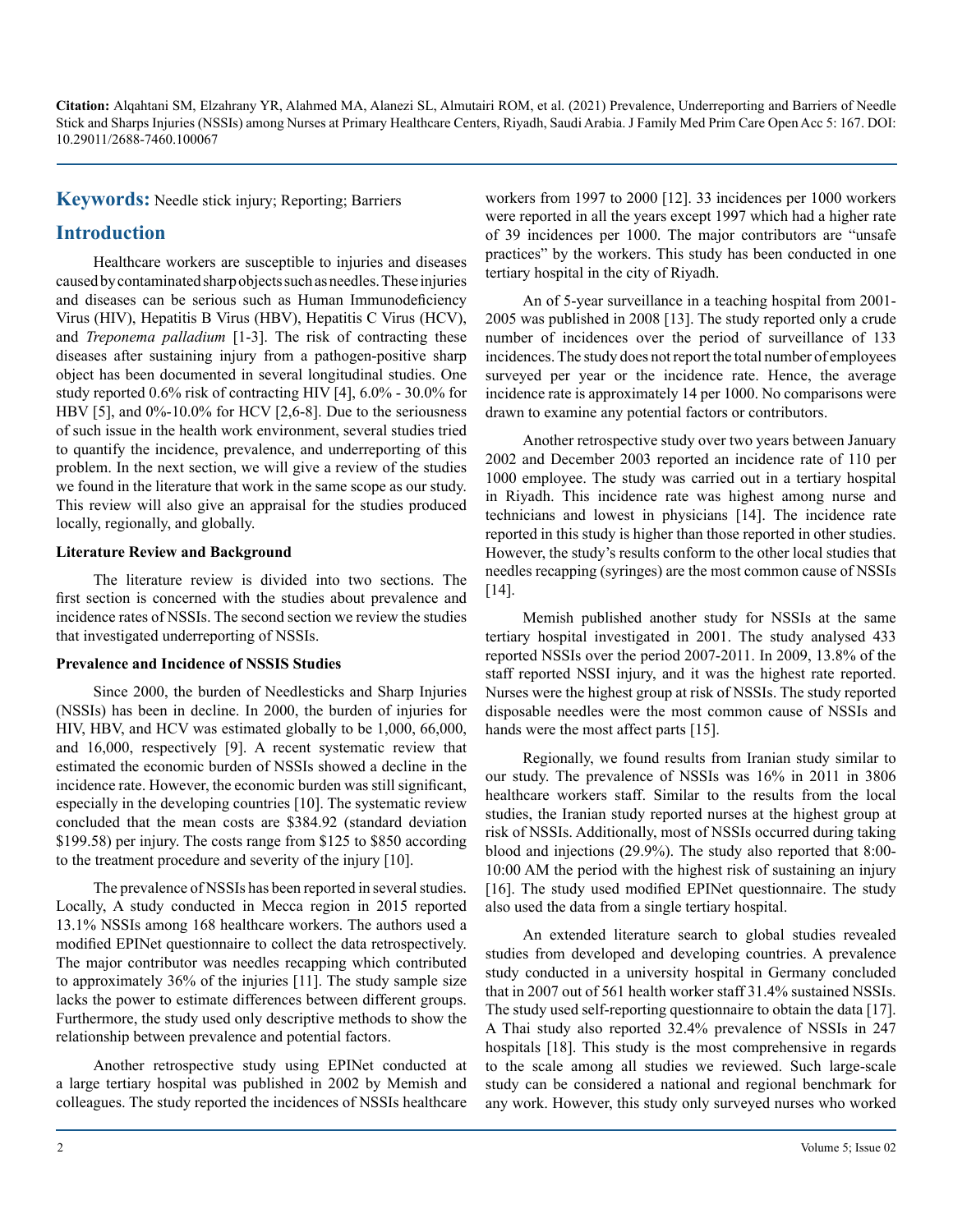**Keywords:** Needle stick injury; Reporting; Barriers

## Introduction

Healthcare workers are susceptible to injuries and diseases caused by contaminated sharp objects such as needles. These injuries and diseases can be serious such as Human Immunodeficiency Virus (HIV), Hepatitis B Virus (HBV), Hepatitis C Virus (HCV), and *Treponema palladium* [1-3]. The risk of contracting these diseases after sustaining injury from a pathogen-positive sharp object has been documented in several longitudinal studies. One study reported 0.6% risk of contracting HIV [4], 6.0% - 30.0% for HBV [5], and 0%-10.0% for HCV [2,6-8]. Due to the seriousness of such issue in the health work environment, several studies tried to quantify the incidence, prevalence, and underreporting of this problem. In the next section, we will give a review of the studies we found in the literature that work in the same scope as our study. This review will also give an appraisal for the studies produced locally, regionally, and globally.

### Literature Review and Background

The literature review is divided into two sections. The first section is concerned with the studies about prevalence and incidence rates of NSSIs. The second section we review the studies that investigated underreporting of NSSIs.

### Prevalence and Incidence of NSSIS Studies

Since 2000, the burden of Needlesticks and Sharp Injuries (NSSIs) has been in decline. In 2000, the burden of injuries for HIV, HBV, and HCV was estimated globally to be 1,000, 66,000, and 16,000, respectively [9]. A recent systematic review that estimated the economic burden of NSSIs showed a decline in the incidence rate. However, the economic burden was still significant, especially in the developing countries [10]. The systematic review concluded that the mean costs are $384.92 (standard deviation $199.58) per injury. The costs range from $125 to $850 according to the treatment procedure and severity of the injury [10].

The prevalence of NSSIs has been reported in several studies. Locally, A study conducted in Mecca region in 2015 reported 13.1% NSSIs among 168 healthcare workers. The authors used a modified EPINet questionnaire to collect the data retrospectively. The major contributor was needles recapping which contributed to approximately 36% of the injuries [11]. The study sample size lacks the power to estimate differences between different groups. Furthermore, the study used only descriptive methods to show the relationship between prevalence and potential factors.

Another retrospective study using EPINet conducted at a large tertiary hospital was published in 2002 by Memish and colleagues. The study reported the incidences of NSSIs healthcare workers from 1997 to 2000 [12]. 33 incidences per 1000 workers were reported in all the years except 1997 which had a higher rate of 39 incidences per 1000. The major contributors are "unsafe practices" by the workers. This study has been conducted in one tertiary hospital in the city of Riyadh.

An of 5-year surveillance in a teaching hospital from 2001-2005 was published in 2008 [13]. The study reported only a crude number of incidences over the period of surveillance of 133 incidences. The study does not report the total number of employees surveyed per year or the incidence rate. Hence, the average incidence rate is approximately 14 per 1000. No comparisons were drawn to examine any potential factors or contributors.

Another retrospective study over two years between January 2002 and December 2003 reported an incidence rate of 110 per 1000 employee. The study was carried out in a tertiary hospital in Riyadh. This incidence rate was highest among nurse and technicians and lowest in physicians [14]. The incidence rate reported in this study is higher than those reported in other studies. However, the study's results conform to the other local studies that needles recapping (syringes) are the most common cause of NSSIs [14].

Memish published another study for NSSIs at the same tertiary hospital investigated in 2001. The study analysed 433 reported NSSIs over the period 2007-2011. In 2009, 13.8% of the staff reported NSSI injury, and it was the highest rate reported. Nurses were the highest group at risk of NSSIs. The study reported disposable needles were the most common cause of NSSIs and hands were the most affect parts [15].

Regionally, we found results from Iranian study similar to our study. The prevalence of NSSIs was 16% in 2011 in 3806 healthcare workers staff. Similar to the results from the local studies, the Iranian study reported nurses at the highest group at risk of NSSIs. Additionally, most of NSSIs occurred during taking blood and injections (29.9%). The study also reported that 8:00-10:00 AM the period with the highest risk of sustaining an injury [16]. The study used modified EPINet questionnaire. The study also used the data from a single tertiary hospital.

An extended literature search to global studies revealed studies from developed and developing countries. A prevalence study conducted in a university hospital in Germany concluded that in 2007 out of 561 health worker staff 31.4% sustained NSSIs. The study used self-reporting questionnaire to obtain the data [17]. A Thai study also reported 32.4% prevalence of NSSIs in 247 hospitals [18]. This study is the most comprehensive in regards to the scale among all studies we reviewed. Such large-scale study can be considered a national and regional benchmark for any work. However, this study only surveyed nurses who worked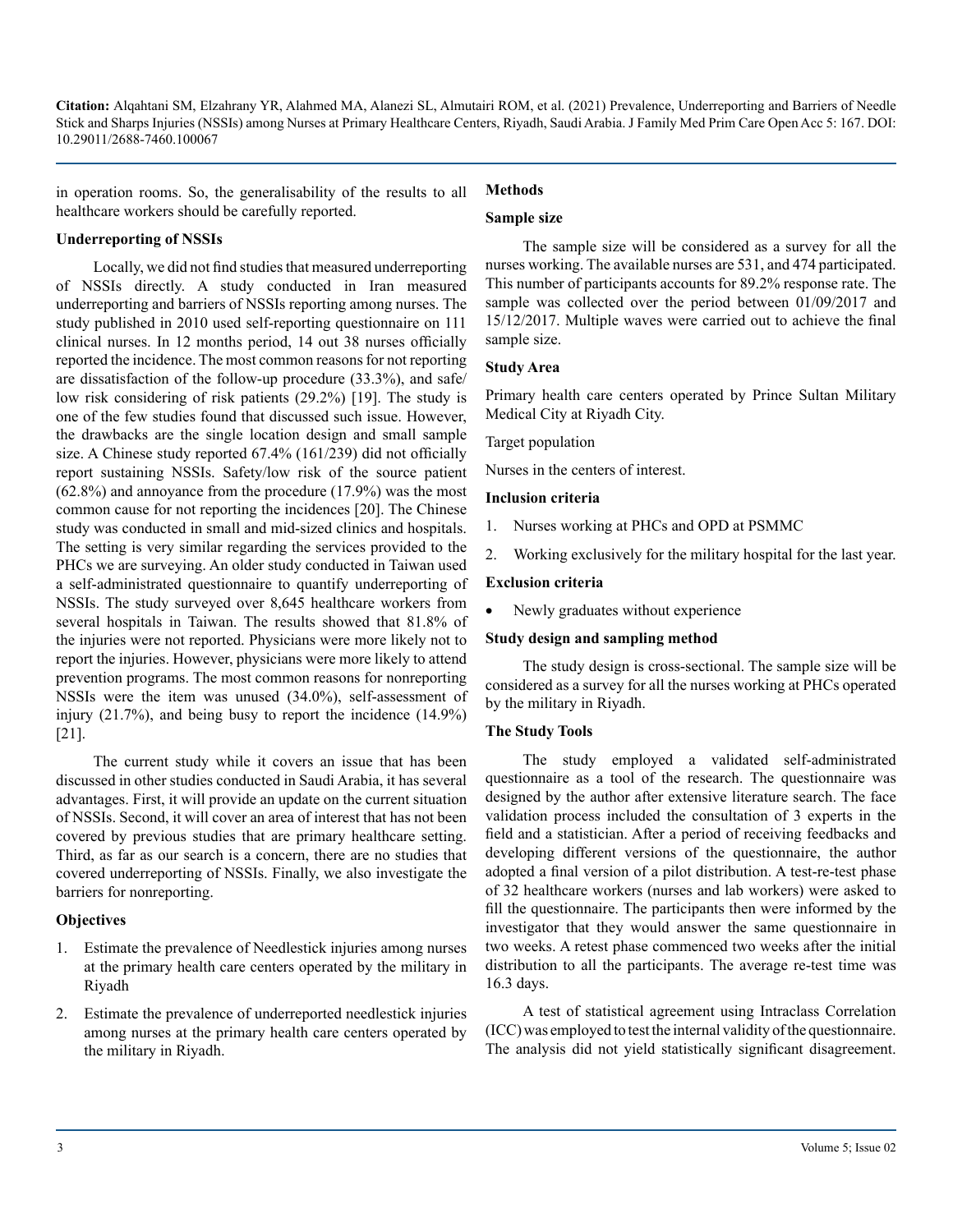in operation rooms. So, the generalisability of the results to all healthcare workers should be carefully reported.

### Underreporting of NSSIs

Locally, we did not find studies that measured underreporting of NSSIs directly. A study conducted in Iran measured underreporting and barriers of NSSIs reporting among nurses. The study published in 2010 used self-reporting questionnaire on 111 clinical nurses. In 12 months period, 14 out 38 nurses officially reported the incidence. The most common reasons for not reporting are dissatisfaction of the follow-up procedure (33.3%), and safe/low risk considering of risk patients (29.2%) [19]. The study is one of the few studies found that discussed such issue. However, the drawbacks are the single location design and small sample size. A Chinese study reported 67.4% (161/239) did not officially report sustaining NSSIs. Safety/low risk of the source patient (62.8%) and annoyance from the procedure (17.9%) was the most common cause for not reporting the incidences [20]. The Chinese study was conducted in small and mid-sized clinics and hospitals. The setting is very similar regarding the services provided to the PHCs we are surveying. An older study conducted in Taiwan used a self-administrated questionnaire to quantify underreporting of NSSIs. The study surveyed over 8,645 healthcare workers from several hospitals in Taiwan. The results showed that 81.8% of the injuries were not reported. Physicians were more likely not to report the injuries. However, physicians were more likely to attend prevention programs. The most common reasons for nonreporting NSSIs were the item was unused (34.0%), self-assessment of injury (21.7%), and being busy to report the incidence (14.9%) [21].

The current study while it covers an issue that has been discussed in other studies conducted in Saudi Arabia, it has several advantages. First, it will provide an update on the current situation of NSSIs. Second, it will cover an area of interest that has not been covered by previous studies that are primary healthcare setting. Third, as far as our search is a concern, there are no studies that covered underreporting of NSSIs. Finally, we also investigate the barriers for nonreporting.

### Objectives

1. Estimate the prevalence of Needlestick injuries among nurses at the primary health care centers operated by the military in Riyadh
2. Estimate the prevalence of underreported needlestick injuries among nurses at the primary health care centers operated by the military in Riyadh.

## Methods

### Sample size

The sample size will be considered as a survey for all the nurses working. The available nurses are 531, and 474 participated. This number of participants accounts for 89.2% response rate. The sample was collected over the period between 01/09/2017 and 15/12/2017. Multiple waves were carried out to achieve the final sample size.

### Study Area

Primary health care centers operated by Prince Sultan Military Medical City at Riyadh City.

Target population

Nurses in the centers of interest.

### Inclusion criteria

1. Nurses working at PHCs and OPD at PSMMC
2. Working exclusively for the military hospital for the last year.

### Exclusion criteria

- Newly graduates without experience

### Study design and sampling method

The study design is cross-sectional. The sample size will be considered as a survey for all the nurses working at PHCs operated by the military in Riyadh.

### The Study Tools

The study employed a validated self-administrated questionnaire as a tool of the research. The questionnaire was designed by the author after extensive literature search. The face validation process included the consultation of 3 experts in the field and a statistician. After a period of receiving feedbacks and developing different versions of the questionnaire, the author adopted a final version of a pilot distribution. A test-re-test phase of 32 healthcare workers (nurses and lab workers) were asked to fill the questionnaire. The participants then were informed by the investigator that they would answer the same questionnaire in two weeks. A retest phase commenced two weeks after the initial distribution to all the participants. The average re-test time was 16.3 days.

A test of statistical agreement using Intraclass Correlation (ICC) was employed to test the internal validity of the questionnaire. The analysis did not yield statistically significant disagreement.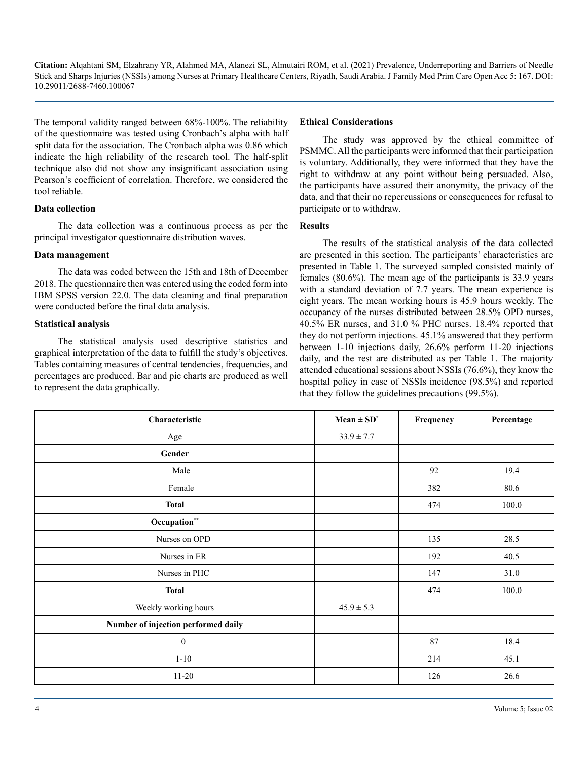The temporal validity ranged between 68%-100%. The reliability of the questionnaire was tested using Cronbach's alpha with half split data for the association. The Cronbach alpha was 0.86 which indicate the high reliability of the research tool. The half-split technique also did not show any insignificant association using Pearson's coefficient of correlation. Therefore, we considered the tool reliable.

### Data collection

The data collection was a continuous process as per the principal investigator questionnaire distribution waves.

### Data management

The data was coded between the 15th and 18th of December 2018. The questionnaire then was entered using the coded form into IBM SPSS version 22.0. The data cleaning and final preparation were conducted before the final data analysis.

### Statistical analysis

The statistical analysis used descriptive statistics and graphical interpretation of the data to fulfill the study's objectives. Tables containing measures of central tendencies, frequencies, and percentages are produced. Bar and pie charts are produced as well to represent the data graphically.

### Ethical Considerations

The study was approved by the ethical committee of PSMMC. All the participants were informed that their participation is voluntary. Additionally, they were informed that they have the right to withdraw at any point without being persuaded. Also, the participants have assured their anonymity, the privacy of the data, and that their no repercussions or consequences for refusal to participate or to withdraw.

### Results

The results of the statistical analysis of the data collected are presented in this section. The participants' characteristics are presented in Table 1. The surveyed sampled consisted mainly of females (80.6%). The mean age of the participants is 33.9 years with a standard deviation of 7.7 years. The mean experience is eight years. The mean working hours is 45.9 hours weekly. The occupancy of the nurses distributed between 28.5% OPD nurses, 40.5% ER nurses, and 31.0 % PHC nurses. 18.4% reported that they do not perform injections. 45.1% answered that they perform between 1-10 injections daily, 26.6% perform 11-20 injections daily, and the rest are distributed as per Table 1. The majority attended educational sessions about NSSIs (76.6%), they know the hospital policy in case of NSSIs incidence (98.5%) and reported that they follow the guidelines precautions (99.5%).

| Characteristic | Mean ± SD* | Frequency | Percentage |
|---|---|---|---|
| Age | 33.9 ± 7.7 | | |
| **Gender** | | | |
| Male | | 92 | 19.4 |
| Female | | 382 | 80.6 |
| **Total** | | 474 | 100.0 |
| **Occupation**** | | | |
| Nurses on OPD | | 135 | 28.5 |
| Nurses in ER | | 192 | 40.5 |
| Nurses in PHC | | 147 | 31.0 |
| **Total** | | 474 | 100.0 |
| Weekly working hours | 45.9 ± 5.3 | | |
| **Number of injection performed daily** | | | |
| 0 | | 87 | 18.4 |
| 1-10 | | 214 | 45.1 |
| 11-20 | | 126 | 26.6 |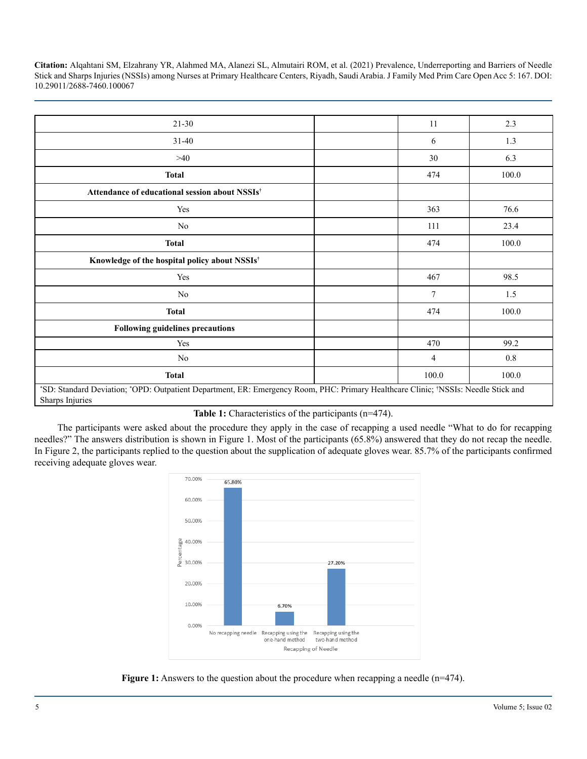| | | | |
|---|---|---|---|
| 21-30 | | 11 | 2.3 |
| 31-40 | | 6 | 1.3 |
| >40 | | 30 | 6.3 |
| **Total** | | 474 | 100.0 |
| **Attendance of educational session about NSSIs†** | | | |
| Yes | | 363 | 76.6 |
| No | | 111 | 23.4 |
| **Total** | | 474 | 100.0 |
| **Knowledge of the hospital policy about NSSIs†** | | | |
| Yes | | 467 | 98.5 |
| No | | 7 | 1.5 |
| **Total** | | 474 | 100.0 |
| **Following guidelines precautions** | | | |
| Yes | | 470 | 99.2 |
| No | | 4 | 0.8 |
| **Total** | | 100.0 | 100.0 |

*SD: Standard Deviation; *OPD: Outpatient Department, ER: Emergency Room, PHC: Primary Healthcare Clinic; †NSSIs: Needle Stick and Sharps Injuries

**Table 1:** Characteristics of the participants (n=474).

The participants were asked about the procedure they apply in the case of recapping a used needle "What to do for recapping needles?" The answers distribution is shown in Figure 1. Most of the participants (65.8%) answered that they do not recap the needle. In Figure 2, the participants replied to the question about the supplication of adequate gloves wear. 85.7% of the participants confirmed receiving adequate gloves wear.

**Figure 1:** Answers to the question about the procedure when recapping a needle (n=474).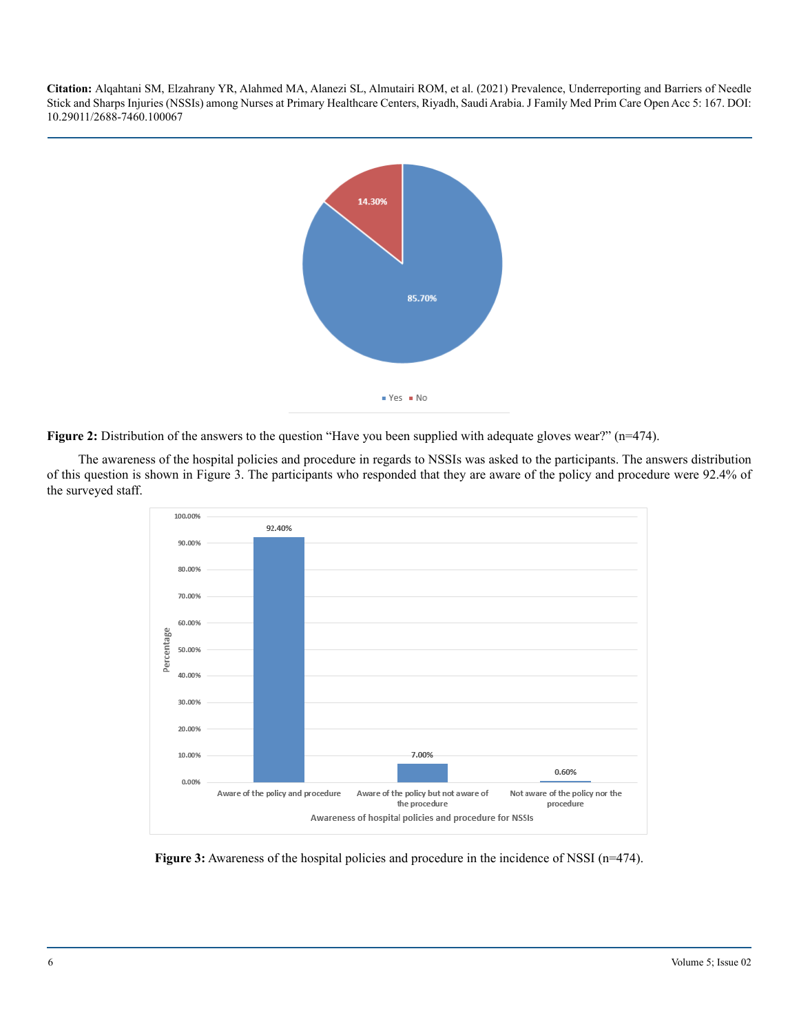**Figure 2:** Distribution of the answers to the question "Have you been supplied with adequate gloves wear?" (n=474).

The awareness of the hospital policies and procedure in regards to NSSIs was asked to the participants. The answers distribution of this question is shown in Figure 3. The participants who responded that they are aware of the policy and procedure were 92.4% of the surveyed staff.

**Figure 3:** Awareness of the hospital policies and procedure in the incidence of NSSI (n=474).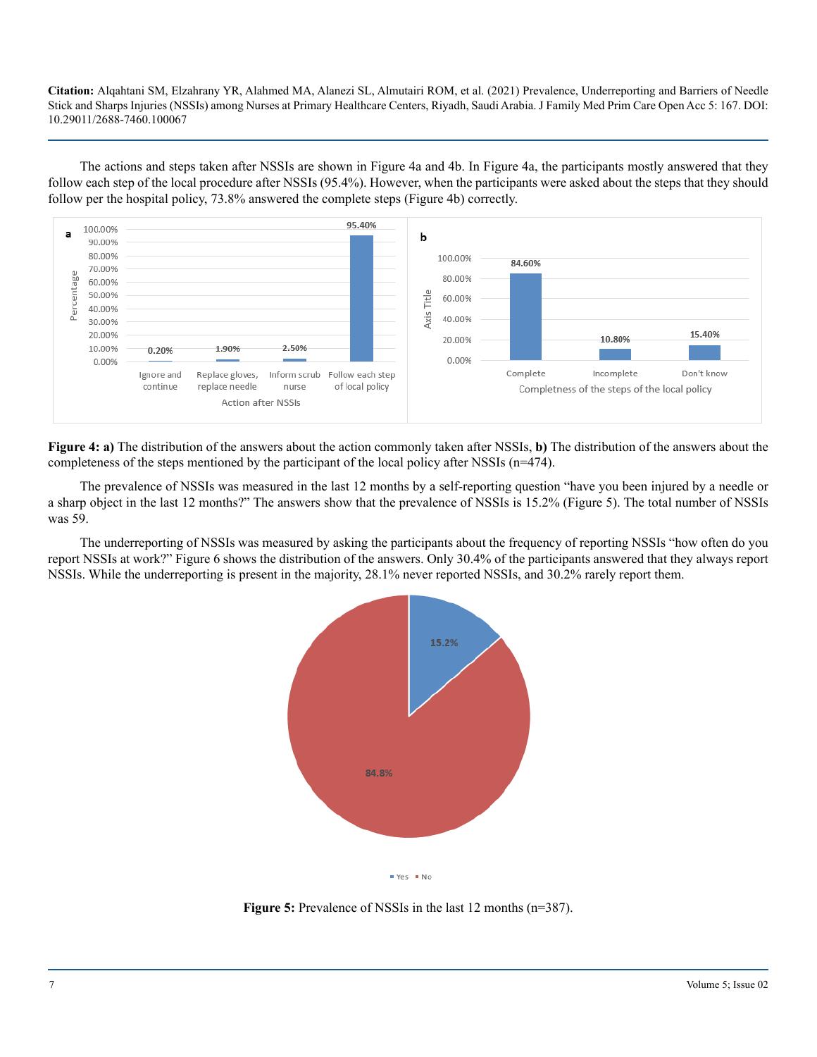The actions and steps taken after NSSIs are shown in Figure 4a and 4b. In Figure 4a, the participants mostly answered that they follow each step of the local procedure after NSSIs (95.4%). However, when the participants were asked about the steps that they should follow per the hospital policy, 73.8% answered the complete steps (Figure 4b) correctly.

**Figure 4: a)** The distribution of the answers about the action commonly taken after NSSIs, **b)** The distribution of the answers about the completeness of the steps mentioned by the participant of the local policy after NSSIs (n=474).

The prevalence of NSSIs was measured in the last 12 months by a self-reporting question "have you been injured by a needle or a sharp object in the last 12 months?" The answers show that the prevalence of NSSIs is 15.2% (Figure 5). The total number of NSSIs was 59.

The underreporting of NSSIs was measured by asking the participants about the frequency of reporting NSSIs "how often do you report NSSIs at work?" Figure 6 shows the distribution of the answers. Only 30.4% of the participants answered that they always report NSSIs. While the underreporting is present in the majority, 28.1% never reported NSSIs, and 30.2% rarely report them.

**Figure 5:** Prevalence of NSSIs in the last 12 months (n=387).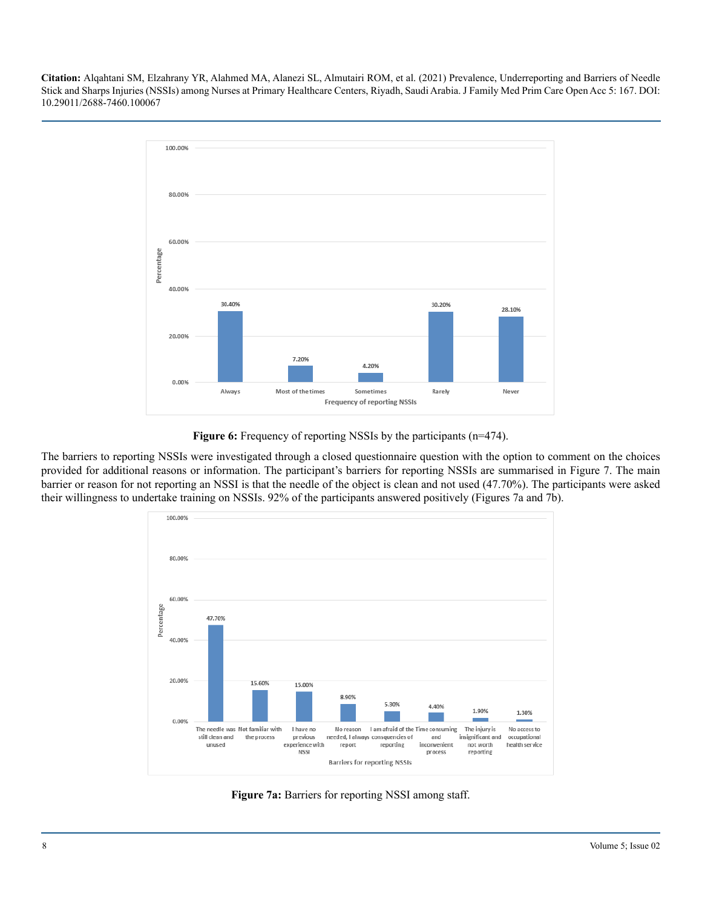**Figure 6:** Frequency of reporting NSSIs by the participants (n=474).

The barriers to reporting NSSIs were investigated through a closed questionnaire question with the option to comment on the choices provided for additional reasons or information. The participant's barriers for reporting NSSIs are summarised in Figure 7. The main barrier or reason for not reporting an NSSI is that the needle of the object is clean and not used (47.70%). The participants were asked their willingness to undertake training on NSSIs. 92% of the participants answered positively (Figures 7a and 7b).

**Figure 7a:** Barriers for reporting NSSI among staff.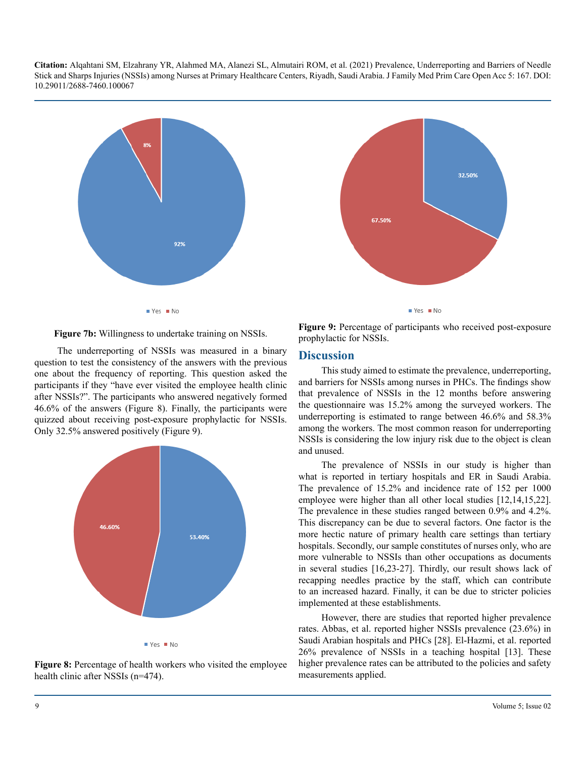Yes No

92%

8%

**Figure 7b:** Willingness to undertake training on NSSIs.

The underreporting of NSSIs was measured in a binary question to test the consistency of the answers with the previous one about the frequency of reporting. This question asked the participants if they "have ever visited the employee health clinic after NSSIs?". The participants who answered negatively formed 46.6% of the answers (Figure 8). Finally, the participants were quizzed about receiving post-exposure prophylactic for NSSIs. Only 32.5% answered positively (Figure 9).

Yes No

53.40%

46.60%

**Figure 8:** Percentage of health workers who visited the employee health clinic after NSSIs (n=474).

Yes No

32.50%

67.50%

**Figure 9:** Percentage of participants who received post-exposure prophylactic for NSSIs.

## Discussion

This study aimed to estimate the prevalence, underreporting, and barriers for NSSIs among nurses in PHCs. The findings show that prevalence of NSSIs in the 12 months before answering the questionnaire was 15.2% among the surveyed workers. The underreporting is estimated to range between 46.6% and 58.3% among the workers. The most common reason for underreporting NSSIs is considering the low injury risk due to the object is clean and unused.

The prevalence of NSSIs in our study is higher than what is reported in tertiary hospitals and ER in Saudi Arabia. The prevalence of 15.2% and incidence rate of 152 per 1000 employee were higher than all other local studies [12,14,15,22]. The prevalence in these studies ranged between 0.9% and 4.2%. This discrepancy can be due to several factors. One factor is the more hectic nature of primary health care settings than tertiary hospitals. Secondly, our sample constitutes of nurses only, who are more vulnerable to NSSIs than other occupations as documents in several studies [16,23-27]. Thirdly, our result shows lack of recapping needles practice by the staff, which can contribute to an increased hazard. Finally, it can be due to stricter policies implemented at these establishments.

However, there are studies that reported higher prevalence rates. Abbas, et al. reported higher NSSIs prevalence (23.6%) in Saudi Arabian hospitals and PHCs [28]. El-Hazmi, et al. reported 26% prevalence of NSSIs in a teaching hospital [13]. These higher prevalence rates can be attributed to the policies and safety measurements applied.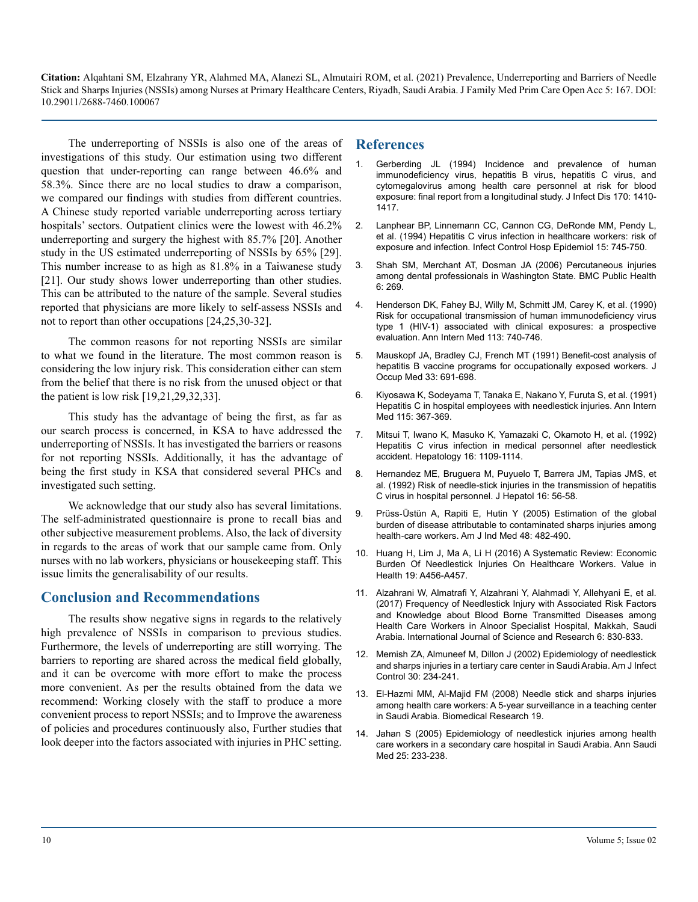The underreporting of NSSIs is also one of the areas of investigations of this study. Our estimation using two different question that under-reporting can range between 46.6% and 58.3%. Since there are no local studies to draw a comparison, we compared our findings with studies from different countries. A Chinese study reported variable underreporting across tertiary hospitals' sectors. Outpatient clinics were the lowest with 46.2% underreporting and surgery the highest with 85.7% [20]. Another study in the US estimated underreporting of NSSIs by 65% [29]. This number increase to as high as 81.8% in a Taiwanese study [21]. Our study shows lower underreporting than other studies. This can be attributed to the nature of the sample. Several studies reported that physicians are more likely to self-assess NSSIs and not to report than other occupations [24,25,30-32].

The common reasons for not reporting NSSIs are similar to what we found in the literature. The most common reason is considering the low injury risk. This consideration either can stem from the belief that there is no risk from the unused object or that the patient is low risk [19,21,29,32,33].

This study has the advantage of being the first, as far as our search process is concerned, in KSA to have addressed the underreporting of NSSIs. It has investigated the barriers or reasons for not reporting NSSIs. Additionally, it has the advantage of being the first study in KSA that considered several PHCs and investigated such setting.

We acknowledge that our study also has several limitations. The self-administrated questionnaire is prone to recall bias and other subjective measurement problems. Also, the lack of diversity in regards to the areas of work that our sample came from. Only nurses with no lab workers, physicians or housekeeping staff. This issue limits the generalisability of our results.

## Conclusion and Recommendations

The results show negative signs in regards to the relatively high prevalence of NSSIs in comparison to previous studies. Furthermore, the levels of underreporting are still worrying. The barriers to reporting are shared across the medical field globally, and it can be overcome with more effort to make the process more convenient. As per the results obtained from the data we recommend: Working closely with the staff to produce a more convenient process to report NSSIs; and to Improve the awareness of policies and procedures continuously also, Further studies that look deeper into the factors associated with injuries in PHC setting.

## References

1. Gerberding JL (1994) Incidence and prevalence of human immunodeficiency virus, hepatitis B virus, hepatitis C virus, and cytomegalovirus among health care personnel at risk for blood exposure: final report from a longitudinal study. J Infect Dis 170: 1410-1417.
2. Lanphear BP, Linnemann CC, Cannon CG, DeRonde MM, Pendy L, et al. (1994) Hepatitis C virus infection in healthcare workers: risk of exposure and infection. Infect Control Hosp Epidemiol 15: 745-750.
3. Shah SM, Merchant AT, Dosman JA (2006) Percutaneous injuries among dental professionals in Washington State. BMC Public Health 6: 269.
4. Henderson DK, Fahey BJ, Willy M, Schmitt JM, Carey K, et al. (1990) Risk for occupational transmission of human immunodeficiency virus type 1 (HIV-1) associated with clinical exposures: a prospective evaluation. Ann Intern Med 113: 740-746.
5. Mauskopf JA, Bradley CJ, French MT (1991) Benefit-cost analysis of hepatitis B vaccine programs for occupationally exposed workers. J Occup Med 33: 691-698.
6. Kiyosawa K, Sodeyama T, Tanaka E, Nakano Y, Furuta S, et al. (1991) Hepatitis C in hospital employees with needlestick injuries. Ann Intern Med 115: 367-369.
7. Mitsui T, Iwano K, Masuko K, Yamazaki C, Okamoto H, et al. (1992) Hepatitis C virus infection in medical personnel after needlestick accident. Hepatology 16: 1109-1114.
8. Hernandez ME, Bruguera M, Puyuelo T, Barrera JM, Tapias JMS, et al. (1992) Risk of needle-stick injuries in the transmission of hepatitis C virus in hospital personnel. J Hepatol 16: 56-58.
9. Prüss-Üstün A, Rapiti E, Hutin Y (2005) Estimation of the global burden of disease attributable to contaminated sharps injuries among health-care workers. Am J Ind Med 48: 482-490.
10. Huang H, Lim J, Ma A, Li H (2016) A Systematic Review: Economic Burden Of Needlestick Injuries On Healthcare Workers. Value in Health 19: A456-A457.
11. Alzahrani W, Almatrafi Y, Alzahrani Y, Alahmadi Y, Allehyani E, et al. (2017) Frequency of Needlestick Injury with Associated Risk Factors and Knowledge about Blood Borne Transmitted Diseases among Health Care Workers in Alnoor Specialist Hospital, Makkah, Saudi Arabia. International Journal of Science and Research 6: 830-833.
12. Memish ZA, Almuneef M, Dillon J (2002) Epidemiology of needlestick and sharps injuries in a tertiary care center in Saudi Arabia. Am J Infect Control 30: 234-241.
13. El-Hazmi MM, Al-Majid FM (2008) Needle stick and sharps injuries among health care workers: A 5-year surveillance in a teaching center in Saudi Arabia. Biomedical Research 19.
14. Jahan S (2005) Epidemiology of needlestick injuries among health care workers in a secondary care hospital in Saudi Arabia. Ann Saudi Med 25: 233-238.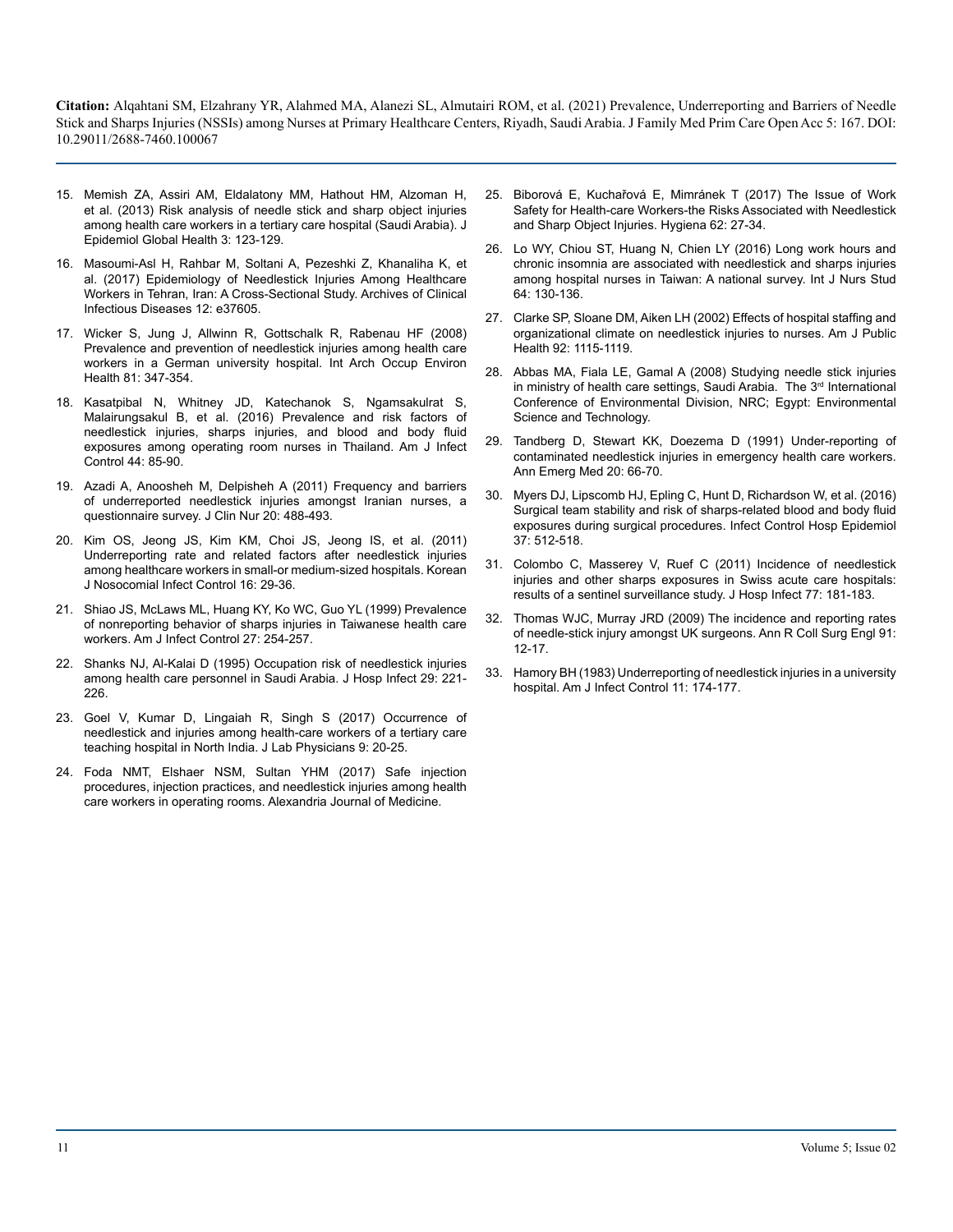15. Memish ZA, Assiri AM, Eldalatony MM, Hathout HM, Alzoman H, et al. (2013) Risk analysis of needle stick and sharp object injuries among health care workers in a tertiary care hospital (Saudi Arabia). J Epidemiol Global Health 3: 123-129.

16. Masoumi-Asl H, Rahbar M, Soltani A, Pezeshki Z, Khanaliha K, et al. (2017) Epidemiology of Needlestick Injuries Among Healthcare Workers in Tehran, Iran: A Cross-Sectional Study. Archives of Clinical Infectious Diseases 12: e37605.

17. Wicker S, Jung J, Allwinn R, Gottschalk R, Rabenau HF (2008) Prevalence and prevention of needlestick injuries among health care workers in a German university hospital. Int Arch Occup Environ Health 81: 347-354.

18. Kasatpibal N, Whitney JD, Katechanok S, Ngamsakulrat S, Malairungsakul B, et al. (2016) Prevalence and risk factors of needlestick injuries, sharps injuries, and blood and body fluid exposures among operating room nurses in Thailand. Am J Infect Control 44: 85-90.

19. Azadi A, Anoosheh M, Delpisheh A (2011) Frequency and barriers of underreported needlestick injuries amongst Iranian nurses, a questionnaire survey. J Clin Nur 20: 488-493.

20. Kim OS, Jeong JS, Kim KM, Choi JS, Jeong IS, et al. (2011) Underreporting rate and related factors after needlestick injuries among healthcare workers in small-or medium-sized hospitals. Korean J Nosocomial Infect Control 16: 29-36.

21. Shiao JS, McLaws ML, Huang KY, Ko WC, Guo YL (1999) Prevalence of nonreporting behavior of sharps injuries in Taiwanese health care workers. Am J Infect Control 27: 254-257.

22. Shanks NJ, Al-Kalai D (1995) Occupation risk of needlestick injuries among health care personnel in Saudi Arabia. J Hosp Infect 29: 221-226.

23. Goel V, Kumar D, Lingaiah R, Singh S (2017) Occurrence of needlestick and injuries among health-care workers of a tertiary care teaching hospital in North India. J Lab Physicians 9: 20-25.

24. Foda NMT, Elshaer NSM, Sultan YHM (2017) Safe injection procedures, injection practices, and needlestick injuries among health care workers in operating rooms. Alexandria Journal of Medicine.

25. Biborová E, Kuchařová E, Mimránek T (2017) The Issue of Work Safety for Health-care Workers-the Risks Associated with Needlestick and Sharp Object Injuries. Hygiena 62: 27-34.

26. Lo WY, Chiou ST, Huang N, Chien LY (2016) Long work hours and chronic insomnia are associated with needlestick and sharps injuries among hospital nurses in Taiwan: A national survey. Int J Nurs Stud 64: 130-136.

27. Clarke SP, Sloane DM, Aiken LH (2002) Effects of hospital staffing and organizational climate on needlestick injuries to nurses. Am J Public Health 92: 1115-1119.

28. Abbas MA, Fiala LE, Gamal A (2008) Studying needle stick injuries in ministry of health care settings, Saudi Arabia. The 3rd International Conference of Environmental Division, NRC; Egypt: Environmental Science and Technology.

29. Tandberg D, Stewart KK, Doezema D (1991) Under-reporting of contaminated needlestick injuries in emergency health care workers. Ann Emerg Med 20: 66-70.

30. Myers DJ, Lipscomb HJ, Epling C, Hunt D, Richardson W, et al. (2016) Surgical team stability and risk of sharps-related blood and body fluid exposures during surgical procedures. Infect Control Hosp Epidemiol 37: 512-518.

31. Colombo C, Masserey V, Ruef C (2011) Incidence of needlestick injuries and other sharps exposures in Swiss acute care hospitals: results of a sentinel surveillance study. J Hosp Infect 77: 181-183.

32. Thomas WJC, Murray JRD (2009) The incidence and reporting rates of needle-stick injury amongst UK surgeons. Ann R Coll Surg Engl 91: 12-17.

33. Hamory BH (1983) Underreporting of needlestick injuries in a university hospital. Am J Infect Control 11: 174-177.